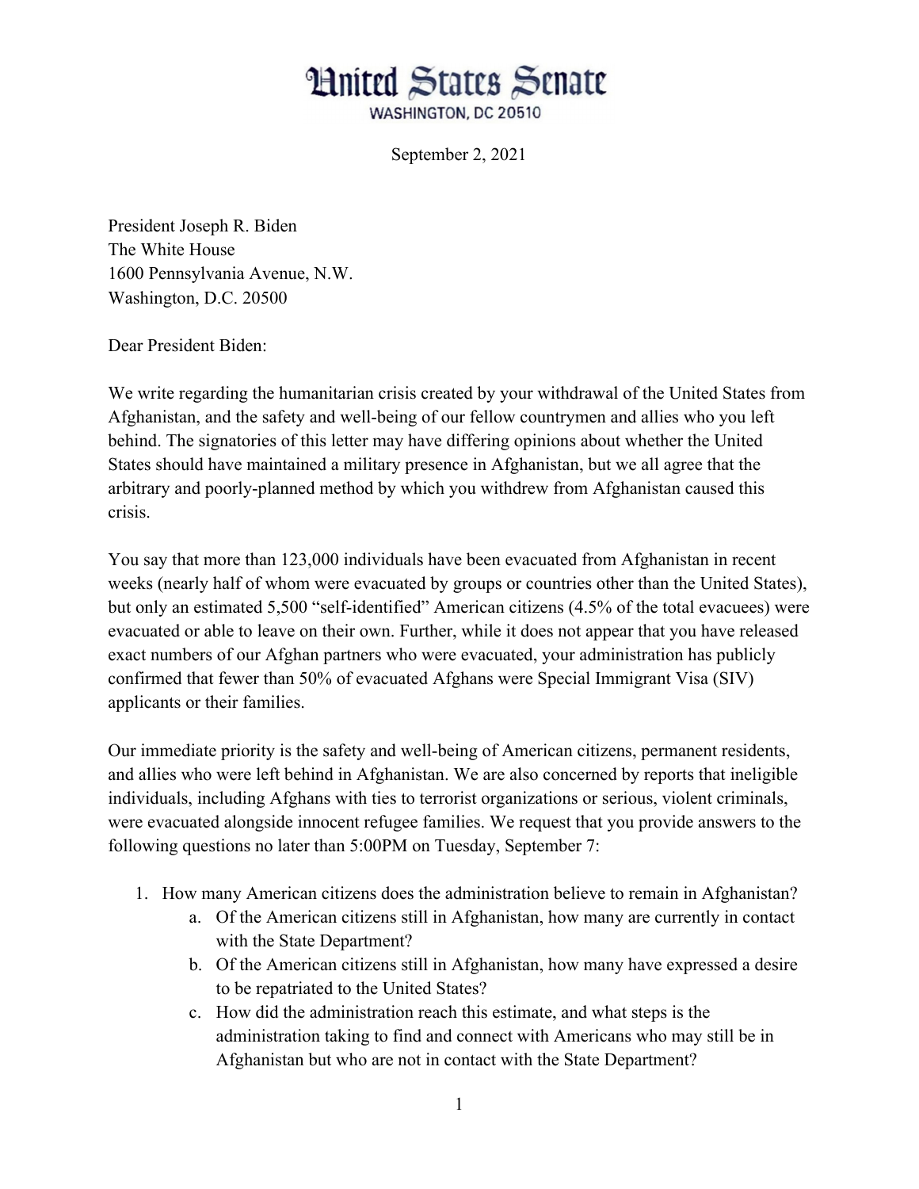# United States Senate

WASHINGTON, DC 20510

September 2, 2021

President Joseph R. Biden
The White House
1600 Pennsylvania Avenue, N.W.
Washington, D.C. 20500

Dear President Biden:

We write regarding the humanitarian crisis created by your withdrawal of the United States from Afghanistan, and the safety and well-being of our fellow countrymen and allies who you left behind. The signatories of this letter may have differing opinions about whether the United States should have maintained a military presence in Afghanistan, but we all agree that the arbitrary and poorly-planned method by which you withdrew from Afghanistan caused this crisis.

You say that more than 123,000 individuals have been evacuated from Afghanistan in recent weeks (nearly half of whom were evacuated by groups or countries other than the United States), but only an estimated 5,500 "self-identified" American citizens (4.5% of the total evacuees) were evacuated or able to leave on their own. Further, while it does not appear that you have released exact numbers of our Afghan partners who were evacuated, your administration has publicly confirmed that fewer than 50% of evacuated Afghans were Special Immigrant Visa (SIV) applicants or their families.

Our immediate priority is the safety and well-being of American citizens, permanent residents, and allies who were left behind in Afghanistan. We are also concerned by reports that ineligible individuals, including Afghans with ties to terrorist organizations or serious, violent criminals, were evacuated alongside innocent refugee families. We request that you provide answers to the following questions no later than 5:00PM on Tuesday, September 7:

1. How many American citizens does the administration believe to remain in Afghanistan?
    a. Of the American citizens still in Afghanistan, how many are currently in contact with the State Department?
    b. Of the American citizens still in Afghanistan, how many have expressed a desire to be repatriated to the United States?
    c. How did the administration reach this estimate, and what steps is the administration taking to find and connect with Americans who may still be in Afghanistan but who are not in contact with the State Department?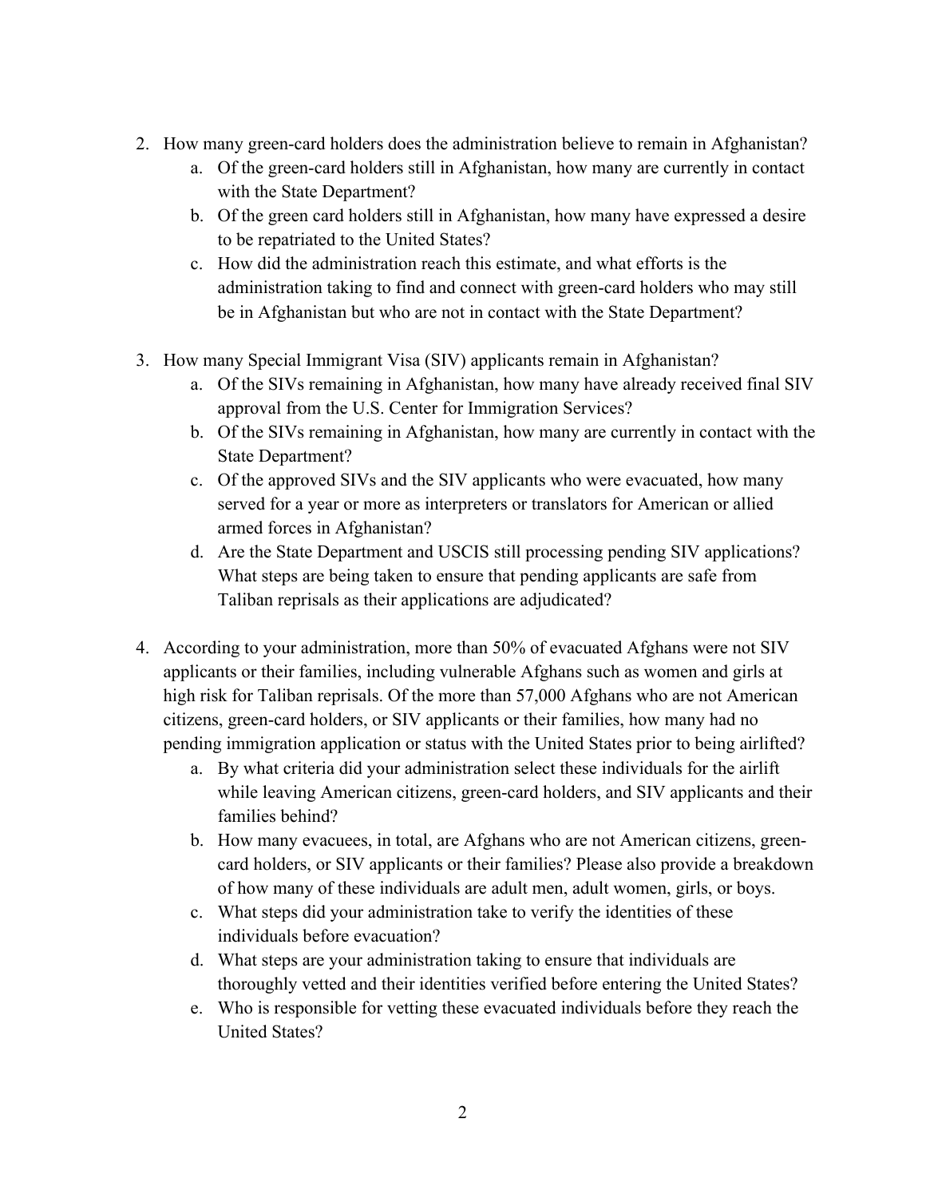2. How many green-card holders does the administration believe to remain in Afghanistan?
    a. Of the green-card holders still in Afghanistan, how many are currently in contact with the State Department?
    b. Of the green card holders still in Afghanistan, how many have expressed a desire to be repatriated to the United States?
    c. How did the administration reach this estimate, and what efforts is the administration taking to find and connect with green-card holders who may still be in Afghanistan but who are not in contact with the State Department?

3. How many Special Immigrant Visa (SIV) applicants remain in Afghanistan?
    a. Of the SIVs remaining in Afghanistan, how many have already received final SIV approval from the U.S. Center for Immigration Services?
    b. Of the SIVs remaining in Afghanistan, how many are currently in contact with the State Department?
    c. Of the approved SIVs and the SIV applicants who were evacuated, how many served for a year or more as interpreters or translators for American or allied armed forces in Afghanistan?
    d. Are the State Department and USCIS still processing pending SIV applications? What steps are being taken to ensure that pending applicants are safe from Taliban reprisals as their applications are adjudicated?

4. According to your administration, more than 50% of evacuated Afghans were not SIV applicants or their families, including vulnerable Afghans such as women and girls at high risk for Taliban reprisals. Of the more than 57,000 Afghans who are not American citizens, green-card holders, or SIV applicants or their families, how many had no pending immigration application or status with the United States prior to being airlifted?
    a. By what criteria did your administration select these individuals for the airlift while leaving American citizens, green-card holders, and SIV applicants and their families behind?
    b. How many evacuees, in total, are Afghans who are not American citizens, green-card holders, or SIV applicants or their families? Please also provide a breakdown of how many of these individuals are adult men, adult women, girls, or boys.
    c. What steps did your administration take to verify the identities of these individuals before evacuation?
    d. What steps are your administration taking to ensure that individuals are thoroughly vetted and their identities verified before entering the United States?
    e. Who is responsible for vetting these evacuated individuals before they reach the United States?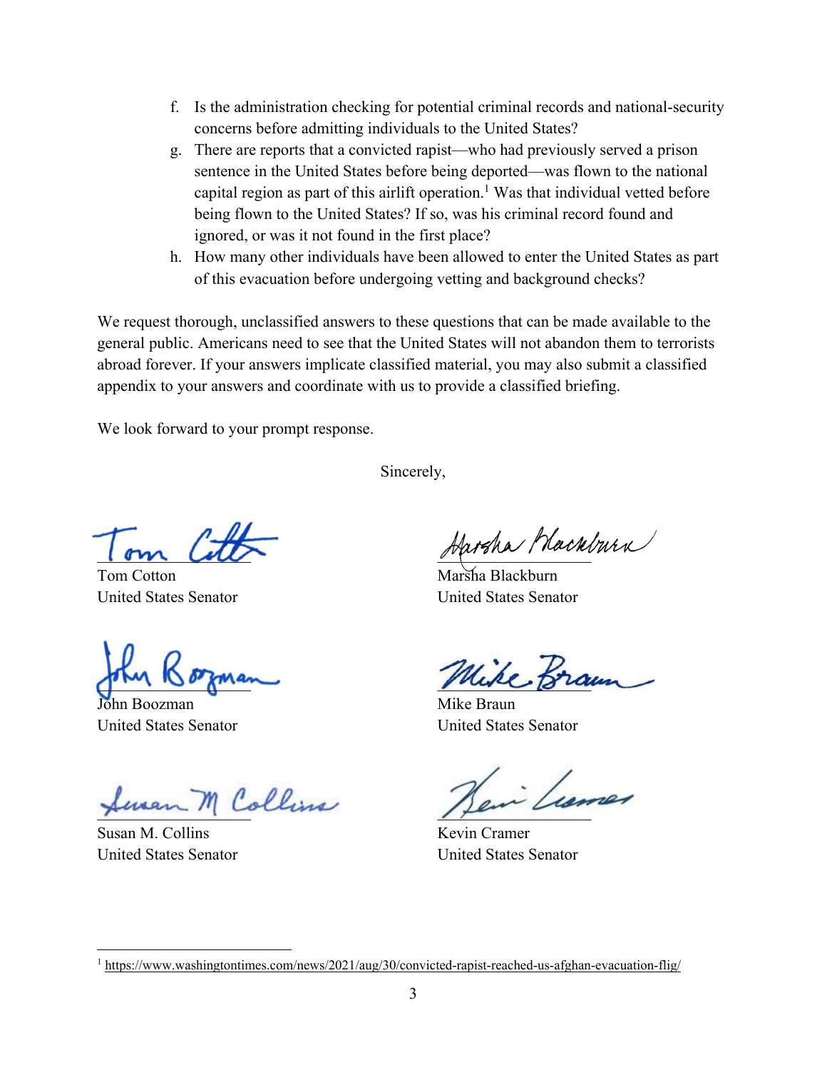f. Is the administration checking for potential criminal records and national-security concerns before admitting individuals to the United States?
g. There are reports that a convicted rapist—who had previously served a prison sentence in the United States before being deported—was flown to the national capital region as part of this airlift operation.[1] Was that individual vetted before being flown to the United States? If so, was his criminal record found and ignored, or was it not found in the first place?
h. How many other individuals have been allowed to enter the United States as part of this evacuation before undergoing vetting and background checks?

We request thorough, unclassified answers to these questions that can be made available to the general public. Americans need to see that the United States will not abandon them to terrorists abroad forever. If your answers implicate classified material, you may also submit a classified appendix to your answers and coordinate with us to provide a classified briefing.

We look forward to your prompt response.

Sincerely,

Tom Cotton
United States Senator

Marsha Blackburn
United States Senator

John Boozman
United States Senator

Mike Braun
United States Senator

Susan M. Collins
United States Senator

Kevin Cramer
United States Senator

---

[1] https://www.washingtontimes.com/news/2021/aug/30/convicted-rapist-reached-us-afghan-evacuation-flig/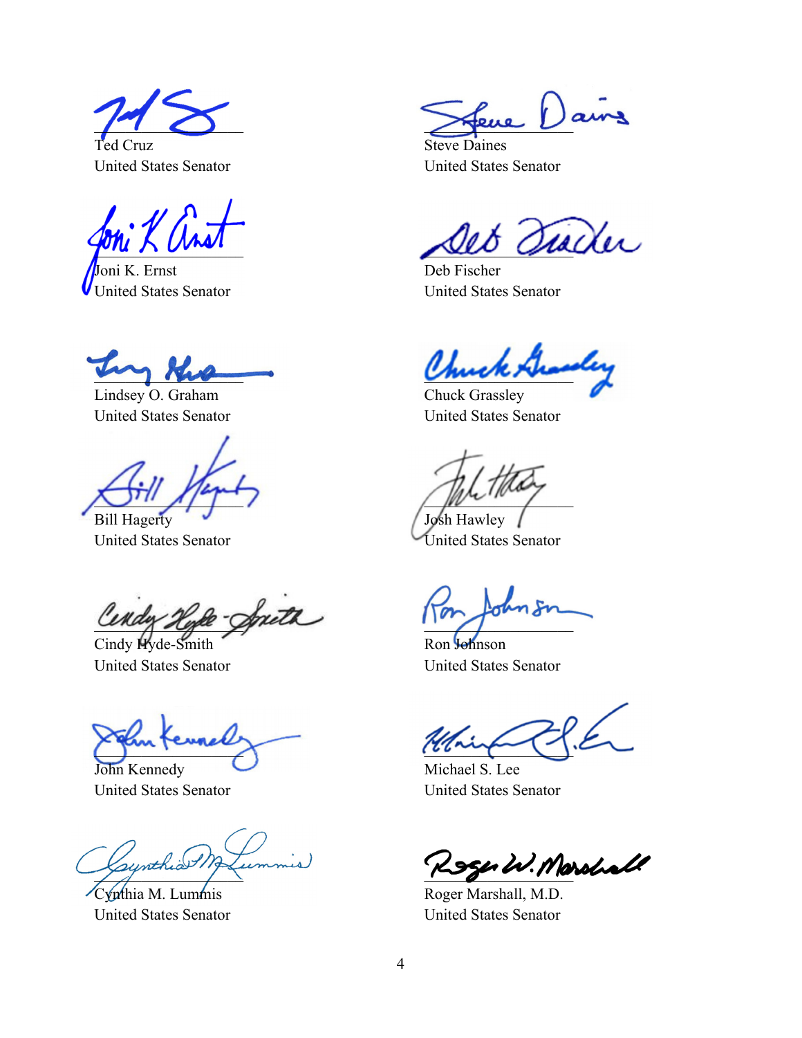Ted Cruz
United States Senator

Steve Daines
United States Senator

Joni K. Ernst
United States Senator

Deb Fischer
United States Senator

Lindsey O. Graham
United States Senator

Chuck Grassley
United States Senator

Bill Hagerty
United States Senator

Josh Hawley
United States Senator

Cindy Hyde-Smith
United States Senator

Ron Johnson
United States Senator

John Kennedy
United States Senator

Michael S. Lee
United States Senator

Cynthia M. Lummis
United States Senator

Roger Marshall, M.D.
United States Senator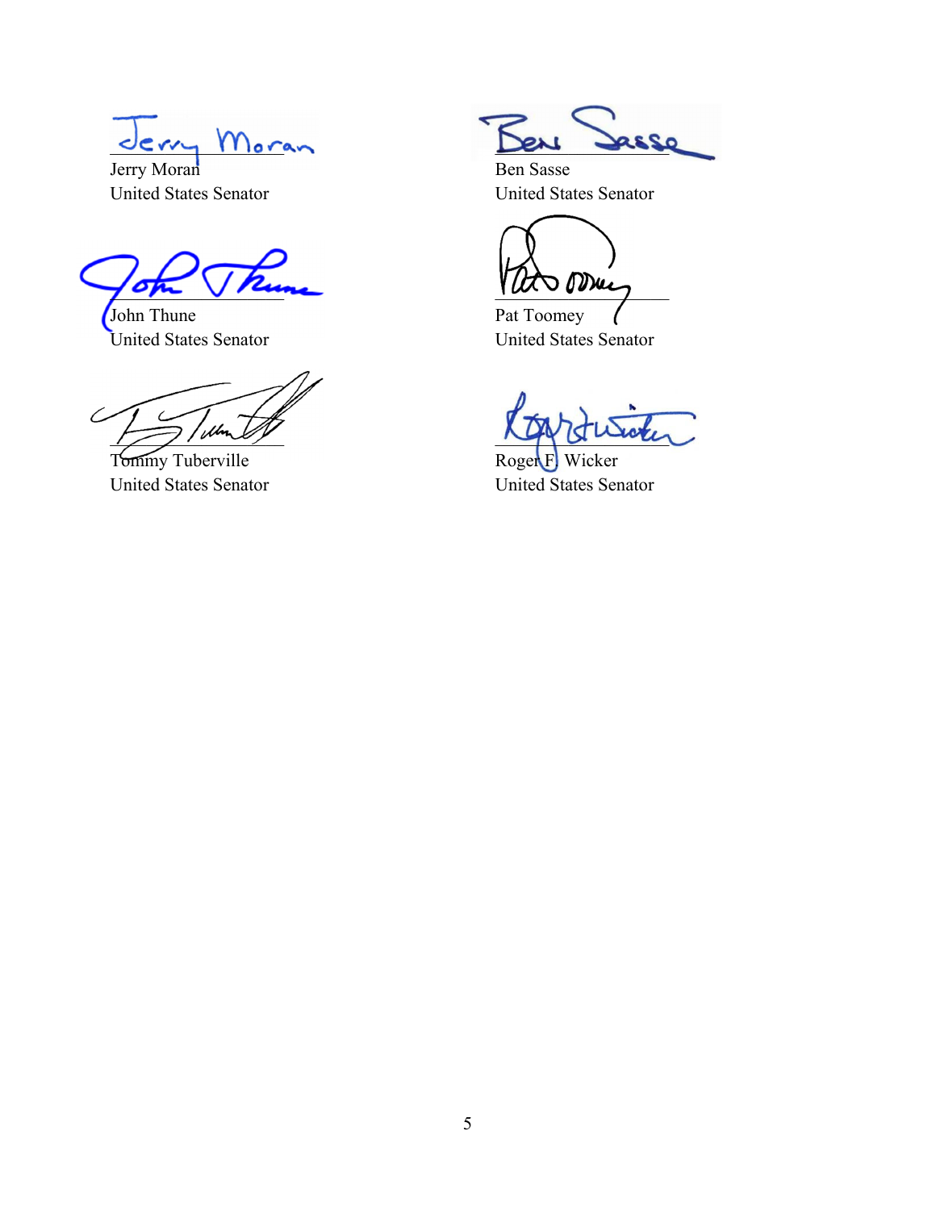Jerry Moran
United States Senator

Ben Sasse
United States Senator

John Thune
United States Senator

Pat Toomey
United States Senator

Tommy Tuberville
United States Senator

Roger F. Wicker
United States Senator